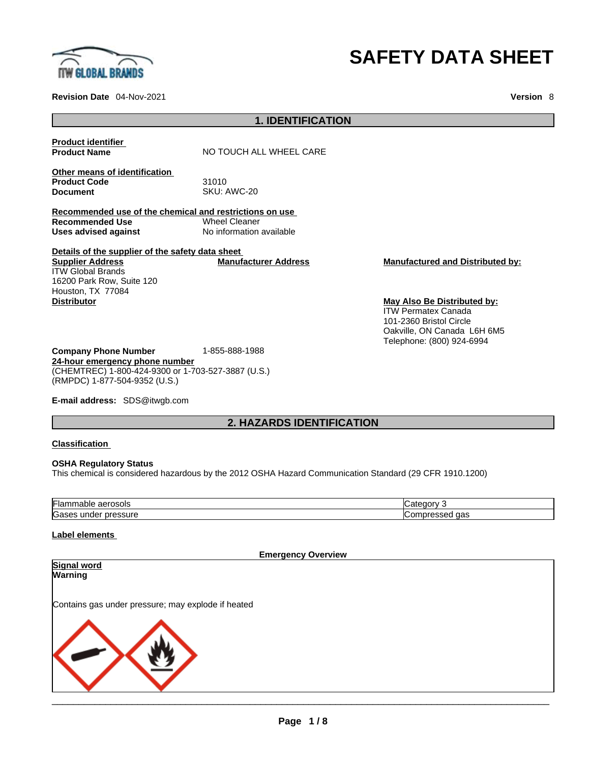# SAFETY DATA SHEET

**Revision Date** 04-Nov-2021 **Version** 8

## 1. IDENTIFICATION

**Product identifier**

**Product Name** NO TOUCH ALL WHEEL CARE

**Other means of identification**

**Product Code** 31010

**Document** SKU: AWC-20

**Recommended use of the chemical and restrictions on use**

**Recommended Use** Wheel Cleaner

**Uses advised against** No information available

**Details of the supplier of the safety data sheet**

**Supplier Address**
ITW Global Brands
16200 Park Row, Suite 120
Houston, TX 77084

**Manufacturer Address**

**Manufactured and Distributed by:**

**Distributor**

**May Also Be Distributed by:**
ITW Permatex Canada
101-2360 Bristol Circle
Oakville, ON Canada L6H 6M5
Telephone: (800) 924-6994

**Company Phone Number** 1-855-888-1988

**24-hour emergency phone number**
(CHEMTREC) 1-800-424-9300 or 1-703-527-3887 (U.S.)
(RMPDC) 1-877-504-9352 (U.S.)

**E-mail address:** SDS@itwgb.com

## 2. HAZARDS IDENTIFICATION

**Classification**

**OSHA Regulatory Status**
This chemical is considered hazardous by the 2012 OSHA Hazard Communication Standard (29 CFR 1910.1200)

| Hazard | Category |
|---|---|
| Flammable aerosols | Category 3 |
| Gases under pressure | Compressed gas |

**Label elements**

**Emergency Overview**

**Signal word**
**Warning**

Contains gas under pressure; may explode if heated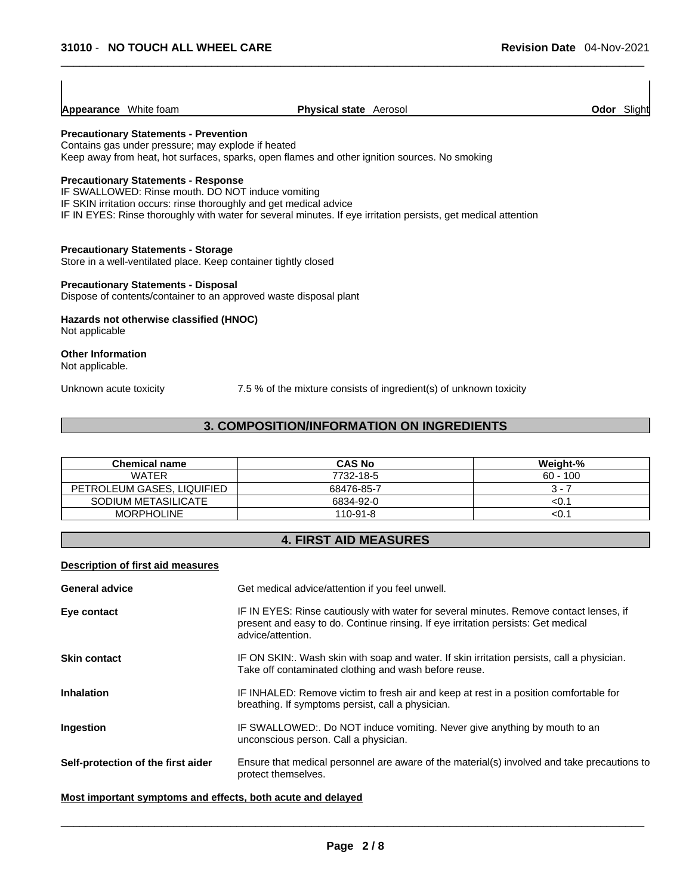| **Appearance** White foam | **Physical state** Aerosol | **Odor** Slight |
|---|---|---|

**Precautionary Statements - Prevention**
Contains gas under pressure; may explode if heated
Keep away from heat, hot surfaces, sparks, open flames and other ignition sources. No smoking

**Precautionary Statements - Response**
IF SWALLOWED: Rinse mouth. DO NOT induce vomiting
IF SKIN irritation occurs: rinse thoroughly and get medical advice
IF IN EYES: Rinse thoroughly with water for several minutes. If eye irritation persists, get medical attention

**Precautionary Statements - Storage**
Store in a well-ventilated place. Keep container tightly closed

**Precautionary Statements - Disposal**
Dispose of contents/container to an approved waste disposal plant

**Hazards not otherwise classified (HNOC)**
Not applicable

**Other Information**
Not applicable.

Unknown acute toxicity — 7.5 % of the mixture consists of ingredient(s) of unknown toxicity

## 3. COMPOSITION/INFORMATION ON INGREDIENTS

| Chemical name | CAS No | Weight-% |
|---|---|---|
| WATER | 7732-18-5 | 60 - 100 |
| PETROLEUM GASES, LIQUIFIED | 68476-85-7 | 3 - 7 |
| SODIUM METASILICATE | 6834-92-0 | <0.1 |
| MORPHOLINE | 110-91-8 | <0.1 |

## 4. FIRST AID MEASURES

**Description of first aid measures**

**General advice** — Get medical advice/attention if you feel unwell.

**Eye contact** — IF IN EYES: Rinse cautiously with water for several minutes. Remove contact lenses, if present and easy to do. Continue rinsing. If eye irritation persists: Get medical advice/attention.

**Skin contact** — IF ON SKIN:. Wash skin with soap and water. If skin irritation persists, call a physician. Take off contaminated clothing and wash before reuse.

**Inhalation** — IF INHALED: Remove victim to fresh air and keep at rest in a position comfortable for breathing. If symptoms persist, call a physician.

**Ingestion** — IF SWALLOWED:. Do NOT induce vomiting. Never give anything by mouth to an unconscious person. Call a physician.

**Self-protection of the first aider** — Ensure that medical personnel are aware of the material(s) involved and take precautions to protect themselves.

**Most important symptoms and effects, both acute and delayed**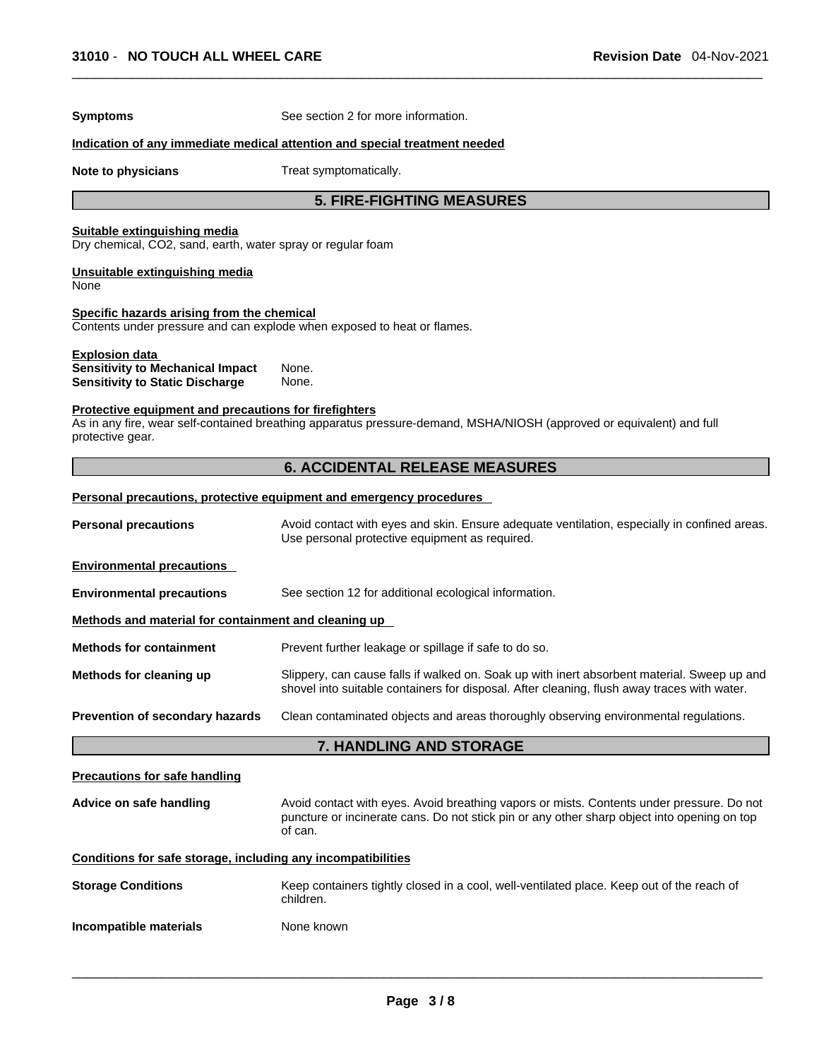**Symptoms** See section 2 for more information.

**Indication of any immediate medical attention and special treatment needed**

**Note to physicians** Treat symptomatically.

## 5. FIRE-FIGHTING MEASURES

**Suitable extinguishing media**
Dry chemical, $CO_2$, sand, earth, water spray or regular foam

**Unsuitable extinguishing media**
None

**Specific hazards arising from the chemical**
Contents under pressure and can explode when exposed to heat or flames.

**Explosion data**
**Sensitivity to Mechanical Impact** None.
**Sensitivity to Static Discharge** None.

**Protective equipment and precautions for firefighters**
As in any fire, wear self-contained breathing apparatus pressure-demand, MSHA/NIOSH (approved or equivalent) and full protective gear.

## 6. ACCIDENTAL RELEASE MEASURES

**Personal precautions, protective equipment and emergency procedures**

**Personal precautions** Avoid contact with eyes and skin. Ensure adequate ventilation, especially in confined areas. Use personal protective equipment as required.

**Environmental precautions**

**Environmental precautions** See section 12 for additional ecological information.

**Methods and material for containment and cleaning up**

**Methods for containment** Prevent further leakage or spillage if safe to do so.

**Methods for cleaning up** Slippery, can cause falls if walked on. Soak up with inert absorbent material. Sweep up and shovel into suitable containers for disposal. After cleaning, flush away traces with water.

**Prevention of secondary hazards** Clean contaminated objects and areas thoroughly observing environmental regulations.

## 7. HANDLING AND STORAGE

**Precautions for safe handling**

**Advice on safe handling** Avoid contact with eyes. Avoid breathing vapors or mists. Contents under pressure. Do not puncture or incinerate cans. Do not stick pin or any other sharp object into opening on top of can.

**Conditions for safe storage, including any incompatibilities**

**Storage Conditions** Keep containers tightly closed in a cool, well-ventilated place. Keep out of the reach of children.

**Incompatible materials** None known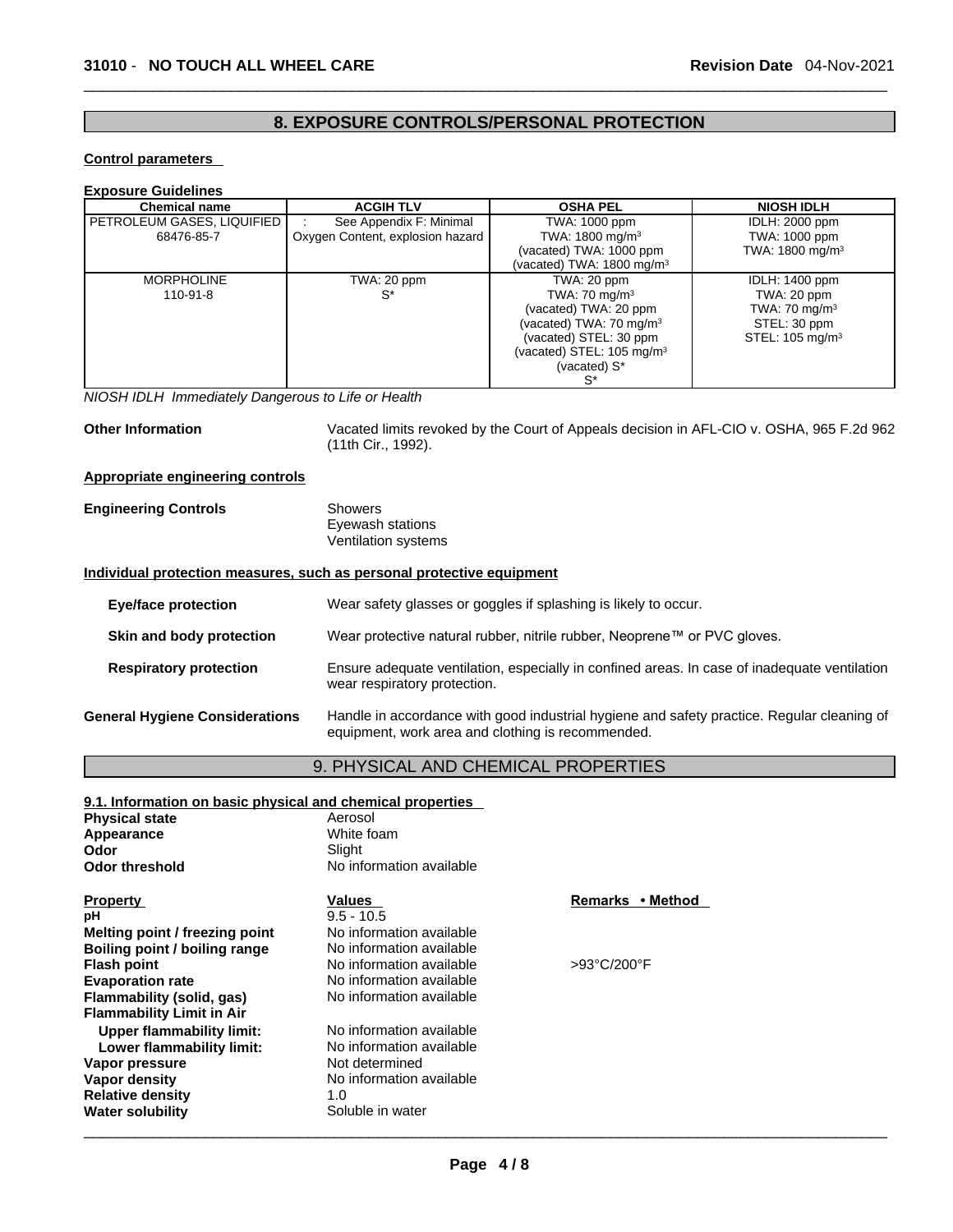## 8. EXPOSURE CONTROLS/PERSONAL PROTECTION

**Control parameters**

**Exposure Guidelines**

| Chemical name | ACGIH TLV | OSHA PEL | NIOSH IDLH |
|---|---|---|---|
| PETROLEUM GASES, LIQUIFIED<br>68476-85-7 | : See Appendix F: Minimal Oxygen Content, explosion hazard | TWA: 1000 ppm<br>TWA: 1800 mg/m$^3$<br>(vacated) TWA: 1000 ppm<br>(vacated) TWA: 1800 mg/m$^3$ | IDLH: 2000 ppm<br>TWA: 1000 ppm<br>TWA: 1800 mg/m$^3$ |
| MORPHOLINE<br>110-91-8 | TWA: 20 ppm<br>S* | TWA: 20 ppm<br>TWA: 70 mg/m$^3$<br>(vacated) TWA: 20 ppm<br>(vacated) TWA: 70 mg/m$^3$<br>(vacated) STEL: 30 ppm<br>(vacated) STEL: 105 mg/m$^3$<br>(vacated) S*<br>S* | IDLH: 1400 ppm<br>TWA: 20 ppm<br>TWA: 70 mg/m$^3$<br>STEL: 30 ppm<br>STEL: 105 mg/m$^3$ |

*NIOSH IDLH Immediately Dangerous to Life or Health*

**Other Information** Vacated limits revoked by the Court of Appeals decision in AFL-CIO v. OSHA, 965 F.2d 962 (11th Cir., 1992).

**Appropriate engineering controls**

**Engineering Controls** Showers
Eyewash stations
Ventilation systems

**Individual protection measures, such as personal protective equipment**

**Eye/face protection** Wear safety glasses or goggles if splashing is likely to occur.

**Skin and body protection** Wear protective natural rubber, nitrile rubber, Neoprene™ or PVC gloves.

**Respiratory protection** Ensure adequate ventilation, especially in confined areas. In case of inadequate ventilation wear respiratory protection.

**General Hygiene Considerations** Handle in accordance with good industrial hygiene and safety practice. Regular cleaning of equipment, work area and clothing is recommended.

## 9. PHYSICAL AND CHEMICAL PROPERTIES

**9.1. Information on basic physical and chemical properties**

| | |
|---|---|
| **Physical state** | Aerosol |
| **Appearance** | White foam |
| **Odor** | Slight |
| **Odor threshold** | No information available |

| **Property** | **Values** | **Remarks • Method** |
|---|---|---|
| **pH** | 9.5 - 10.5 | |
| **Melting point / freezing point** | No information available | |
| **Boiling point / boiling range** | No information available | |
| **Flash point** | No information available | >93°C/200°F |
| **Evaporation rate** | No information available | |
| **Flammability (solid, gas)** | No information available | |
| **Flammability Limit in Air** | | |
| **Upper flammability limit:** | No information available | |
| **Lower flammability limit:** | No information available | |
| **Vapor pressure** | Not determined | |
| **Vapor density** | No information available | |
| **Relative density** | 1.0 | |
| **Water solubility** | Soluble in water | |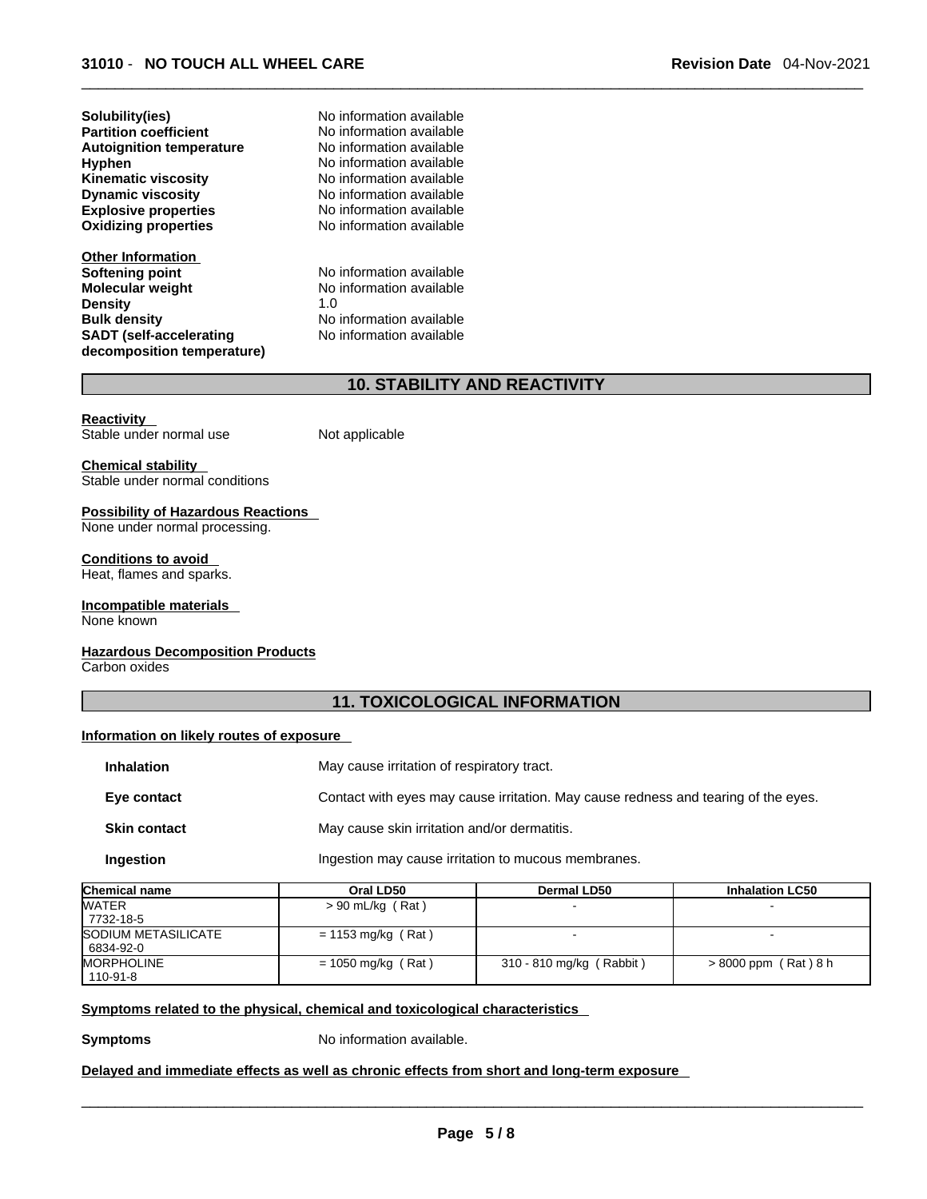| | |
|---|---|
| **Solubility(ies)** | No information available |
| **Partition coefficient** | No information available |
| **Autoignition temperature** | No information available |
| **Hyphen** | No information available |
| **Kinematic viscosity** | No information available |
| **Dynamic viscosity** | No information available |
| **Explosive properties** | No information available |
| **Oxidizing properties** | No information available |

**Other Information**

| | |
|---|---|
| **Softening point** | No information available |
| **Molecular weight** | No information available |
| **Density** | 1.0 |
| **Bulk density** | No information available |
| **SADT (self-accelerating decomposition temperature)** | No information available |

## 10. STABILITY AND REACTIVITY

**Reactivity**

Stable under normal use    Not applicable

**Chemical stability**

Stable under normal conditions

**Possibility of Hazardous Reactions**

None under normal processing.

**Conditions to avoid**

Heat, flames and sparks.

**Incompatible materials**

None known

**Hazardous Decomposition Products**

Carbon oxides

## 11. TOXICOLOGICAL INFORMATION

**Information on likely routes of exposure**

| | |
|---|---|
| **Inhalation** | May cause irritation of respiratory tract. |
| **Eye contact** | Contact with eyes may cause irritation. May cause redness and tearing of the eyes. |
| **Skin contact** | May cause skin irritation and/or dermatitis. |
| **Ingestion** | Ingestion may cause irritation to mucous membranes. |

| Chemical name | Oral LD50 | Dermal LD50 | Inhalation LC50 |
|---|---|---|---|
| WATER 7732-18-5 | > 90 mL/kg ( Rat ) | - | - |
| SODIUM METASILICATE 6834-92-0 | = 1153 mg/kg ( Rat ) | - | - |
| MORPHOLINE 110-91-8 | = 1050 mg/kg ( Rat ) | 310 - 810 mg/kg ( Rabbit ) | > 8000 ppm ( Rat ) 8 h |

**Symptoms related to the physical, chemical and toxicological characteristics**

**Symptoms**    No information available.

**Delayed and immediate effects as well as chronic effects from short and long-term exposure**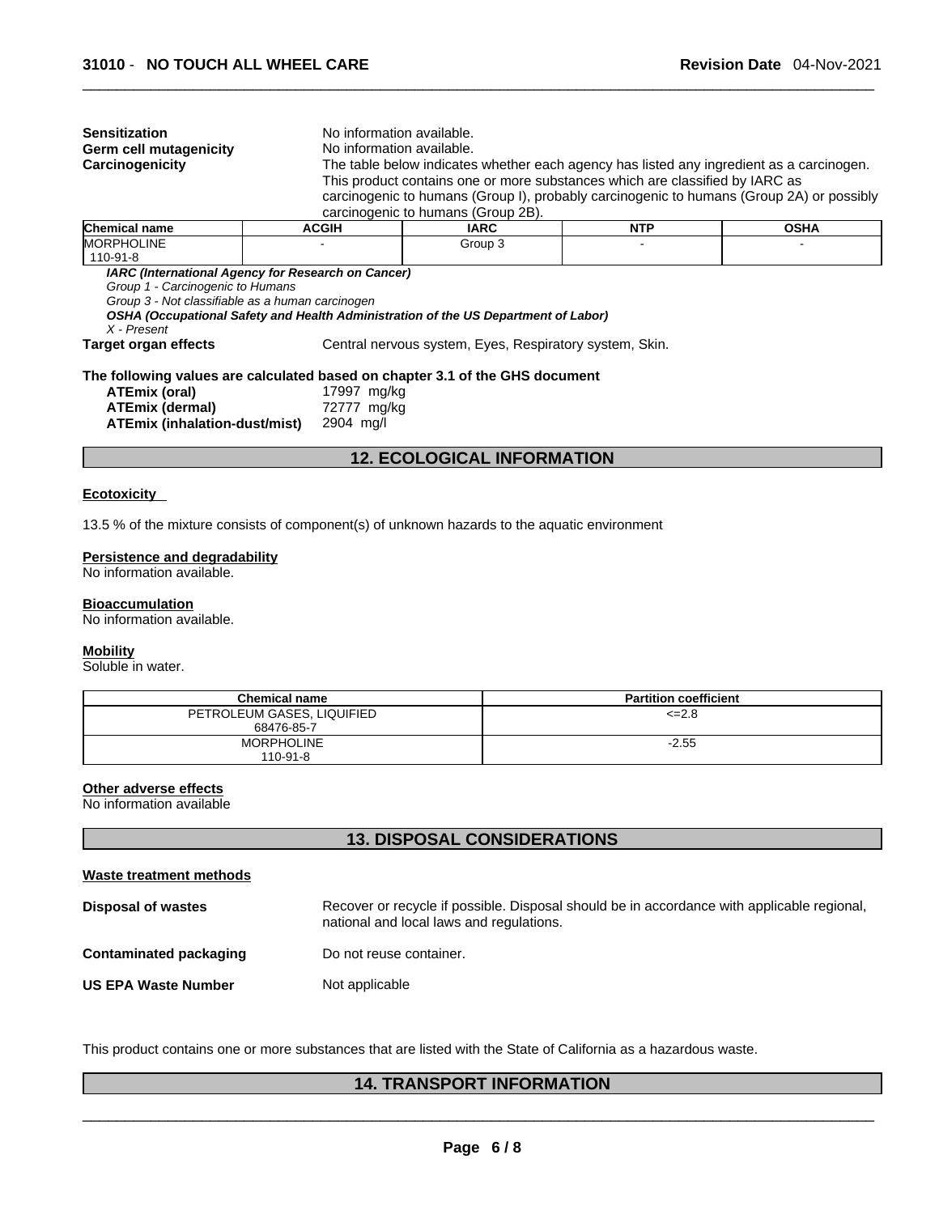**Sensitization** No information available.

**Germ cell mutagenicity** No information available.

**Carcinogenicity** The table below indicates whether each agency has listed any ingredient as a carcinogen. This product contains one or more substances which are classified by IARC as carcinogenic to humans (Group I), probably carcinogenic to humans (Group 2A) or possibly carcinogenic to humans (Group 2B).

| Chemical name | ACGIH | IARC | NTP | OSHA |
|---|---|---|---|---|
| MORPHOLINE<br>110-91-8 | - | Group 3 | - | - |

***IARC (International Agency for Research on Cancer)***

*Group 1 - Carcinogenic to Humans*

*Group 3 - Not classifiable as a human carcinogen*

***OSHA (Occupational Safety and Health Administration of the US Department of Labor)***

*X - Present*

**Target organ effects** Central nervous system, Eyes, Respiratory system, Skin.

**The following values are calculated based on chapter 3.1 of the GHS document**

**ATEmix (oral)** 17997 mg/kg

**ATEmix (dermal)** 72777 mg/kg

**ATEmix (inhalation-dust/mist)** 2904 mg/l

## 12. ECOLOGICAL INFORMATION

**Ecotoxicity**

13.5 % of the mixture consists of component(s) of unknown hazards to the aquatic environment

**Persistence and degradability**

No information available.

**Bioaccumulation**

No information available.

**Mobility**

Soluble in water.

| Chemical name | Partition coefficient |
|---|---|
| PETROLEUM GASES, LIQUIFIED<br>68476-85-7 | <=2.8 |
| MORPHOLINE<br>110-91-8 | -2.55 |

**Other adverse effects**

No information available

## 13. DISPOSAL CONSIDERATIONS

**Waste treatment methods**

**Disposal of wastes** Recover or recycle if possible. Disposal should be in accordance with applicable regional, national and local laws and regulations.

**Contaminated packaging** Do not reuse container.

**US EPA Waste Number** Not applicable

This product contains one or more substances that are listed with the State of California as a hazardous waste.

## 14. TRANSPORT INFORMATION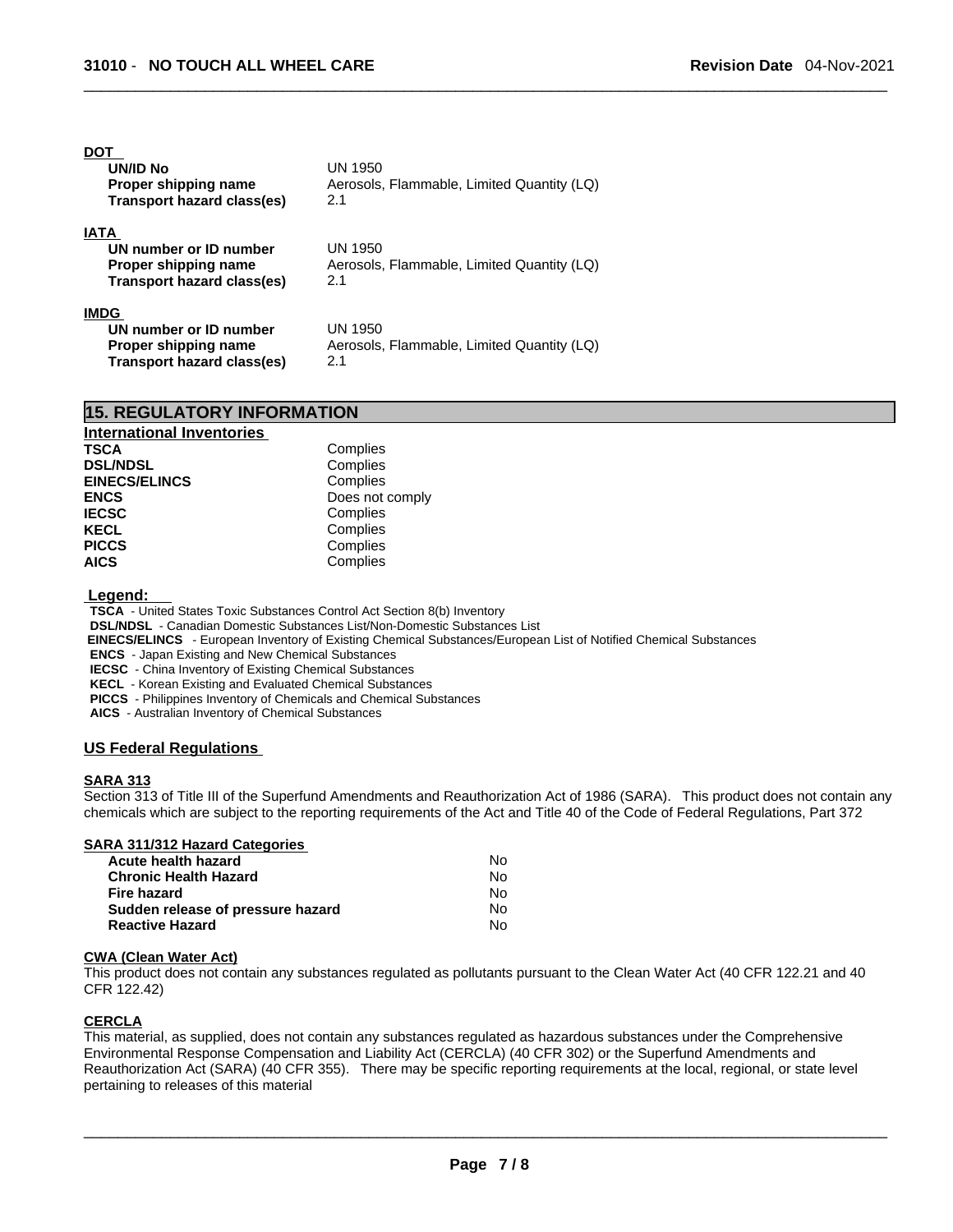**DOT**

| | |
|---|---|
| **UN/ID No** | UN 1950 |
| **Proper shipping name** | Aerosols, Flammable, Limited Quantity (LQ) |
| **Transport hazard class(es)** | 2.1 |

**IATA**

| | |
|---|---|
| **UN number or ID number** | UN 1950 |
| **Proper shipping name** | Aerosols, Flammable, Limited Quantity (LQ) |
| **Transport hazard class(es)** | 2.1 |

**IMDG**

| | |
|---|---|
| **UN number or ID number** | UN 1950 |
| **Proper shipping name** | Aerosols, Flammable, Limited Quantity (LQ) |
| **Transport hazard class(es)** | 2.1 |

## 15. REGULATORY INFORMATION

**International Inventories**

| | |
|---|---|
| **TSCA** | Complies |
| **DSL/NDSL** | Complies |
| **EINECS/ELINCS** | Complies |
| **ENCS** | Does not comply |
| **IECSC** | Complies |
| **KECL** | Complies |
| **PICCS** | Complies |
| **AICS** | Complies |

**Legend:**

**TSCA** - United States Toxic Substances Control Act Section 8(b) Inventory
**DSL/NDSL** - Canadian Domestic Substances List/Non-Domestic Substances List
**EINECS/ELINCS** - European Inventory of Existing Chemical Substances/European List of Notified Chemical Substances
**ENCS** - Japan Existing and New Chemical Substances
**IECSC** - China Inventory of Existing Chemical Substances
**KECL** - Korean Existing and Evaluated Chemical Substances
**PICCS** - Philippines Inventory of Chemicals and Chemical Substances
**AICS** - Australian Inventory of Chemical Substances

### US Federal Regulations

**SARA 313**

Section 313 of Title III of the Superfund Amendments and Reauthorization Act of 1986 (SARA). This product does not contain any chemicals which are subject to the reporting requirements of the Act and Title 40 of the Code of Federal Regulations, Part 372

**SARA 311/312 Hazard Categories**

| | |
|---|---|
| **Acute health hazard** | No |
| **Chronic Health Hazard** | No |
| **Fire hazard** | No |
| **Sudden release of pressure hazard** | No |
| **Reactive Hazard** | No |

**CWA (Clean Water Act)**

This product does not contain any substances regulated as pollutants pursuant to the Clean Water Act (40 CFR 122.21 and 40 CFR 122.42)

**CERCLA**

This material, as supplied, does not contain any substances regulated as hazardous substances under the Comprehensive Environmental Response Compensation and Liability Act (CERCLA) (40 CFR 302) or the Superfund Amendments and Reauthorization Act (SARA) (40 CFR 355). There may be specific reporting requirements at the local, regional, or state level pertaining to releases of this material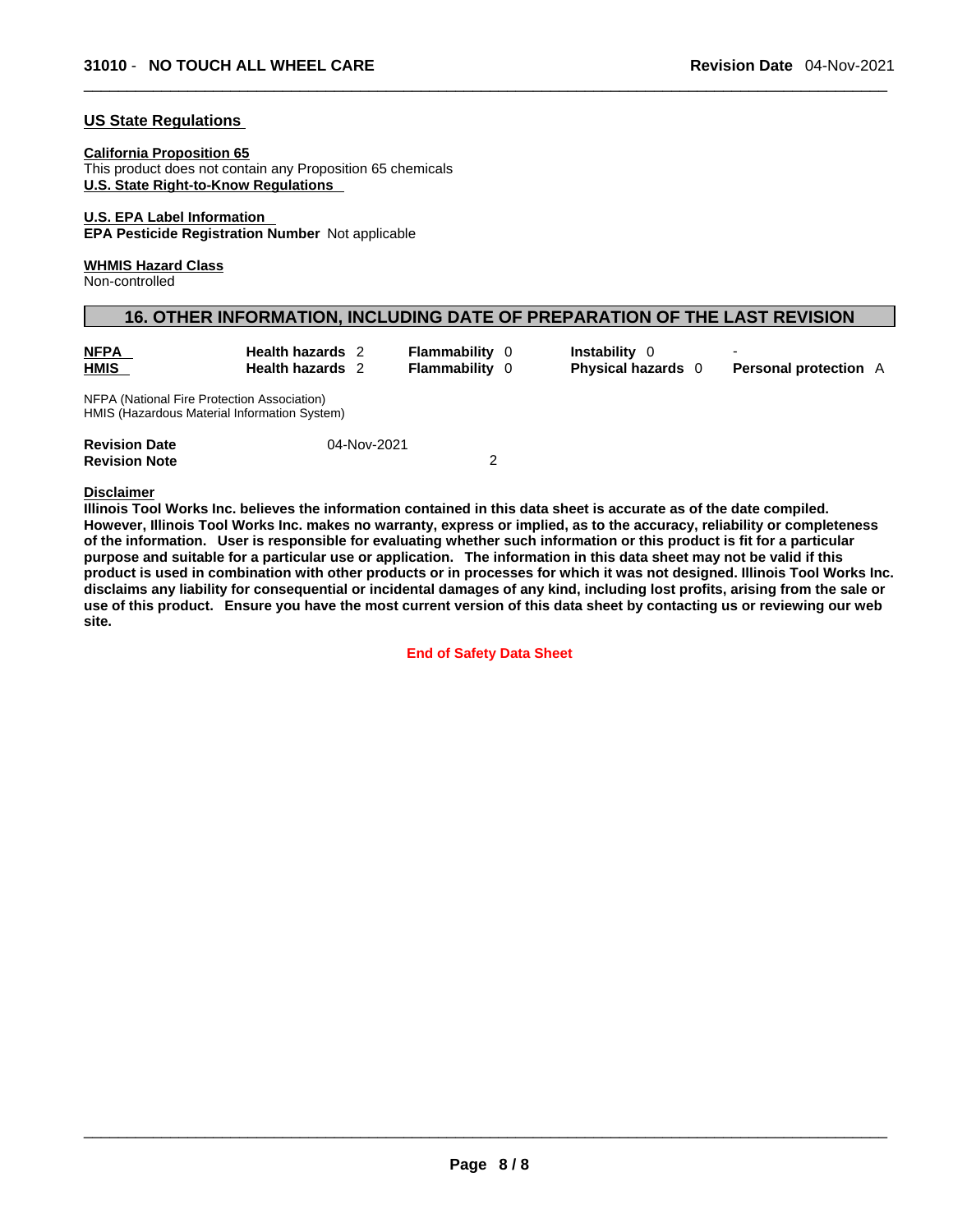## US State Regulations

**California Proposition 65**
This product does not contain any Proposition 65 chemicals
**U.S. State Right-to-Know Regulations**

**U.S. EPA Label Information**
**EPA Pesticide Registration Number** Not applicable

**WHMIS Hazard Class**
Non-controlled

## 16. OTHER INFORMATION, INCLUDING DATE OF PREPARATION OF THE LAST REVISION

| | | | | |
|---|---|---|---|---|
| **NFPA** | **Health hazards** 2 | **Flammability** 0 | **Instability** 0 | - |
| **HMIS** | **Health hazards** 2 | **Flammability** 0 | **Physical hazards** 0 | **Personal protection** A |

NFPA (National Fire Protection Association)
HMIS (Hazardous Material Information System)

**Revision Date** 04-Nov-2021
**Revision Note** 2

**Disclaimer**
**Illinois Tool Works Inc. believes the information contained in this data sheet is accurate as of the date compiled. However, Illinois Tool Works Inc. makes no warranty, express or implied, as to the accuracy, reliability or completeness of the information. User is responsible for evaluating whether such information or this product is fit for a particular purpose and suitable for a particular use or application. The information in this data sheet may not be valid if this product is used in combination with other products or in processes for which it was not designed. Illinois Tool Works Inc. disclaims any liability for consequential or incidental damages of any kind, including lost profits, arising from the sale or use of this product. Ensure you have the most current version of this data sheet by contacting us or reviewing our web site.**

**End of Safety Data Sheet**